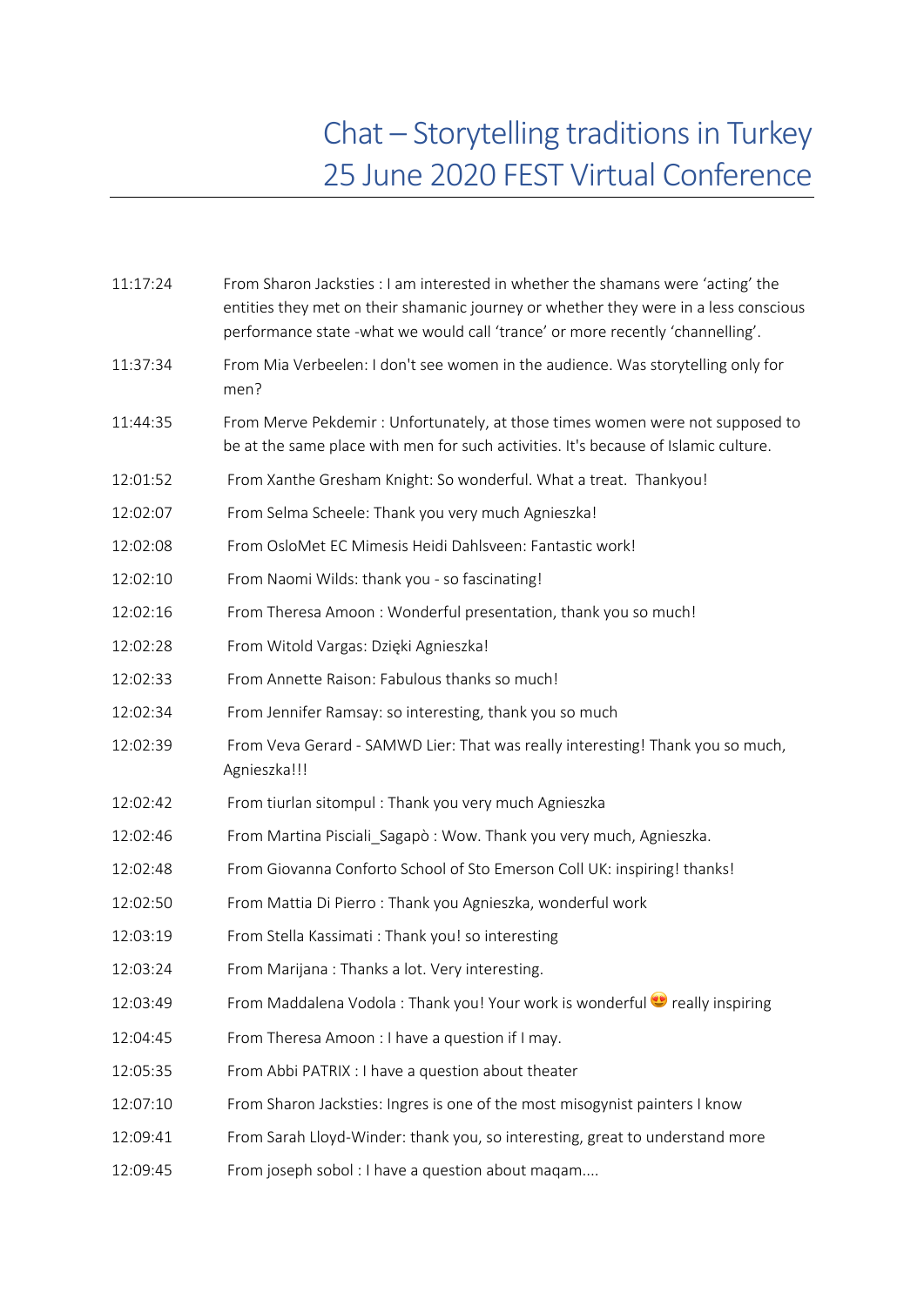# Chat – Storytelling traditions in Turkey
# 25 June 2020 FEST Virtual Conference

| | |
|---|---|
| 11:17:24 | From Sharon Jacksties : I am interested in whether the shamans were 'acting' the entities they met on their shamanic journey or whether they were in a less conscious performance state -what we would call 'trance' or more recently 'channelling'. |
| 11:37:34 | From Mia Verbeelen: I don't see women in the audience. Was storytelling only for men? |
| 11:44:35 | From Merve Pekdemir : Unfortunately, at those times women were not supposed to be at the same place with men for such activities. It's because of Islamic culture. |
| 12:01:52 | From Xanthe Gresham Knight: So wonderful. What a treat. Thankyou! |
| 12:02:07 | From Selma Scheele: Thank you very much Agnieszka! |
| 12:02:08 | From OsloMet EC Mimesis Heidi Dahlsveen: Fantastic work! |
| 12:02:10 | From Naomi Wilds: thank you - so fascinating! |
| 12:02:16 | From Theresa Amoon : Wonderful presentation, thank you so much! |
| 12:02:28 | From Witold Vargas: Dzięki Agnieszka! |
| 12:02:33 | From Annette Raison: Fabulous thanks so much! |
| 12:02:34 | From Jennifer Ramsay: so interesting, thank you so much |
| 12:02:39 | From Veva Gerard - SAMWD Lier: That was really interesting! Thank you so much, Agnieszka!!! |
| 12:02:42 | From tiurlan sitompul : Thank you very much Agnieszka |
| 12:02:46 | From Martina Pisciali_Sagapò : Wow. Thank you very much, Agnieszka. |
| 12:02:48 | From Giovanna Conforto School of Sto Emerson Coll UK: inspiring! thanks! |
| 12:02:50 | From Mattia Di Pierro : Thank you Agnieszka, wonderful work |
| 12:03:19 | From Stella Kassimati : Thank you! so interesting |
| 12:03:24 | From Marijana : Thanks a lot. Very interesting. |
| 12:03:49 | From Maddalena Vodola : Thank you! Your work is wonderful 😍 really inspiring |
| 12:04:45 | From Theresa Amoon : I have a question if I may. |
| 12:05:35 | From Abbi PATRIX : I have a question about theater |
| 12:07:10 | From Sharon Jacksties: Ingres is one of the most misogynist painters I know |
| 12:09:41 | From Sarah Lloyd-Winder: thank you, so interesting, great to understand more |
| 12:09:45 | From joseph sobol : I have a question about maqam.... |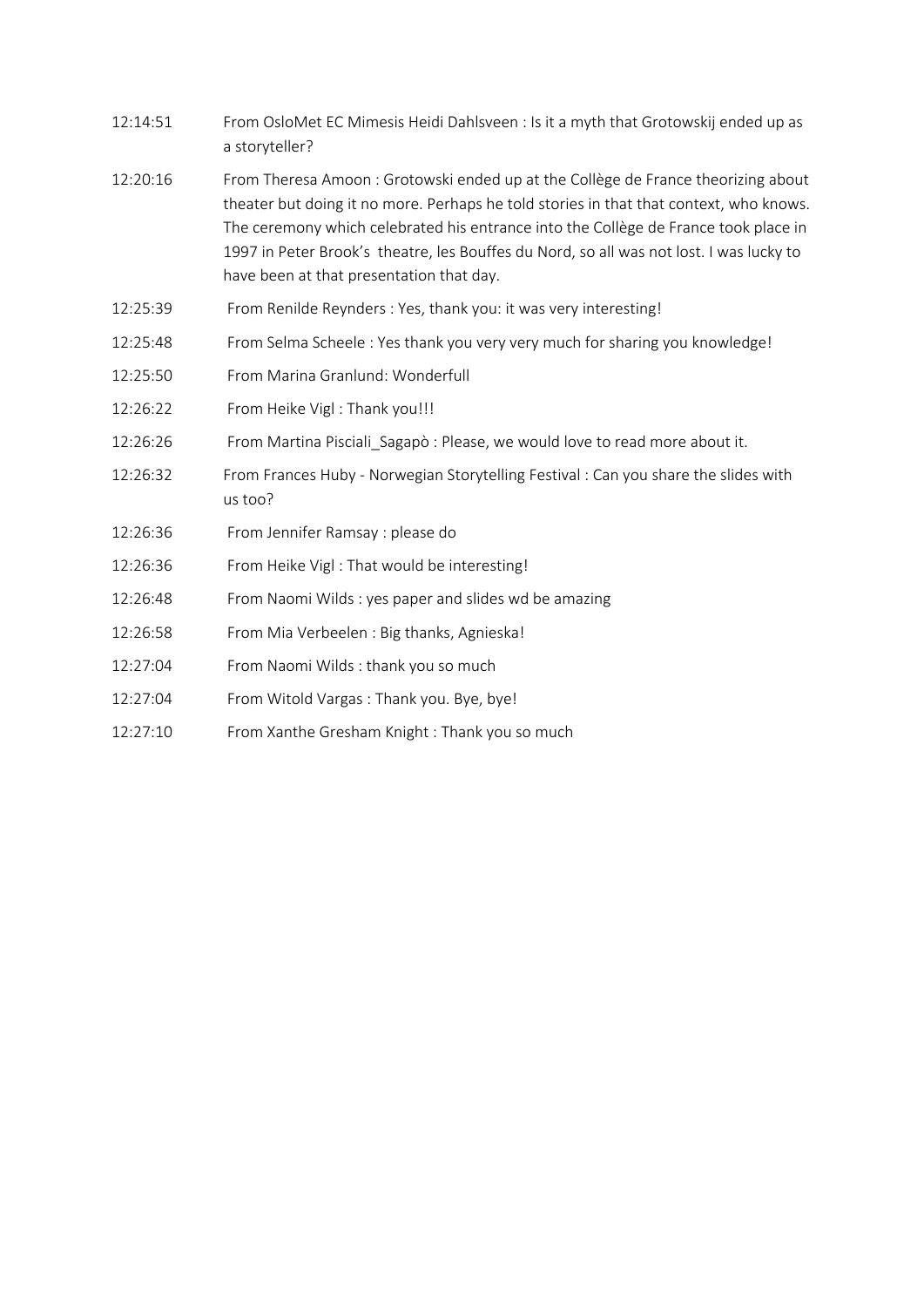12:14:51 From OsloMet EC Mimesis Heidi Dahlsveen : Is it a myth that Grotowskij ended up as a storyteller?

12:20:16 From Theresa Amoon : Grotowski ended up at the Collège de France theorizing about theater but doing it no more. Perhaps he told stories in that that context, who knows. The ceremony which celebrated his entrance into the Collège de France took place in 1997 in Peter Brook's theatre, les Bouffes du Nord, so all was not lost. I was lucky to have been at that presentation that day.

12:25:39 From Renilde Reynders : Yes, thank you: it was very interesting!

12:25:48 From Selma Scheele : Yes thank you very very much for sharing you knowledge!

12:25:50 From Marina Granlund: Wonderfull

12:26:22 From Heike Vigl : Thank you!!!

12:26:26 From Martina Pisciali_Sagapò : Please, we would love to read more about it.

12:26:32 From Frances Huby - Norwegian Storytelling Festival : Can you share the slides with us too?

12:26:36 From Jennifer Ramsay : please do

12:26:36 From Heike Vigl : That would be interesting!

12:26:48 From Naomi Wilds : yes paper and slides wd be amazing

12:26:58 From Mia Verbeelen : Big thanks, Agnieska!

12:27:04 From Naomi Wilds : thank you so much

12:27:04 From Witold Vargas : Thank you. Bye, bye!

12:27:10 From Xanthe Gresham Knight : Thank you so much